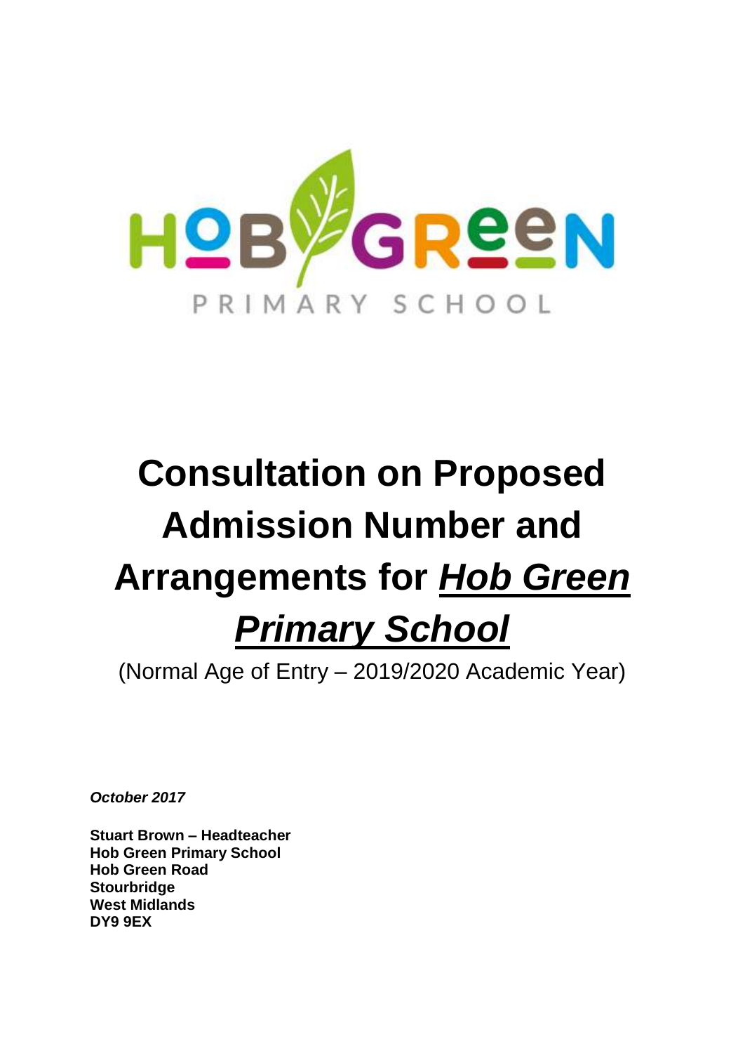HOB GREEN

PRIMARY SCHOOL

# Consultation on Proposed Admission Number and Arrangements for ***Hob Green Primary School***

(Normal Age of Entry – 2019/2020 Academic Year)

***October 2017***

**Stuart Brown – Headteacher**
**Hob Green Primary School**
**Hob Green Road**
**Stourbridge**
**West Midlands**
**DY9 9EX**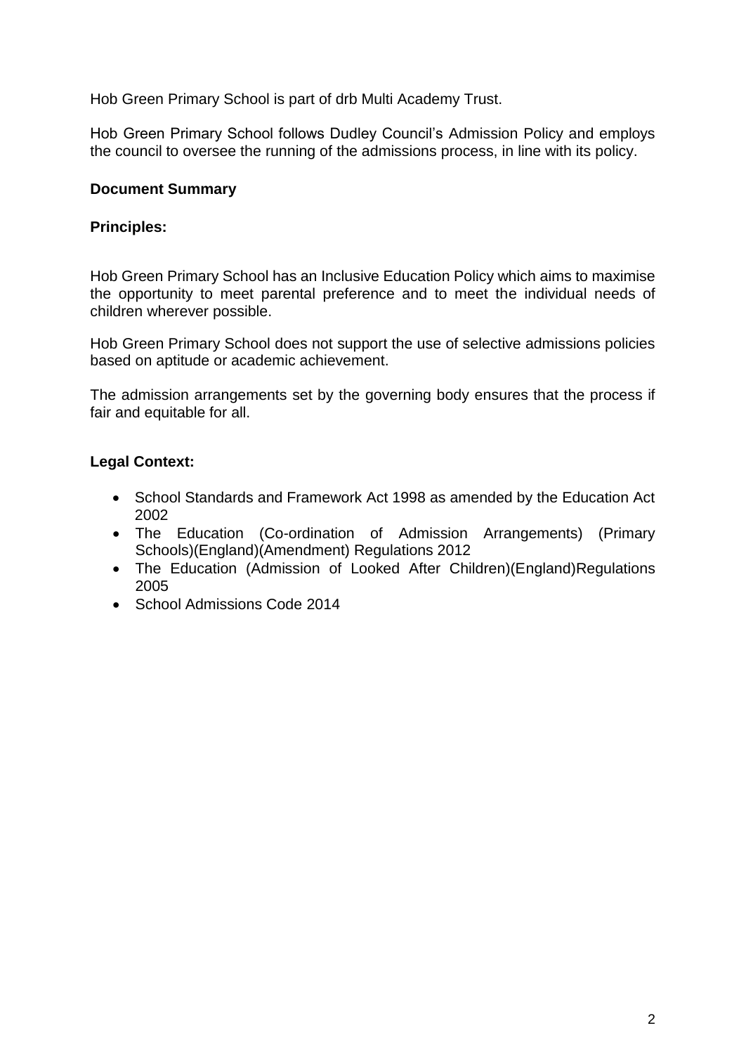Hob Green Primary School is part of drb Multi Academy Trust.

Hob Green Primary School follows Dudley Council's Admission Policy and employs the council to oversee the running of the admissions process, in line with its policy.

**Document Summary**

**Principles:**

Hob Green Primary School has an Inclusive Education Policy which aims to maximise the opportunity to meet parental preference and to meet the individual needs of children wherever possible.

Hob Green Primary School does not support the use of selective admissions policies based on aptitude or academic achievement.

The admission arrangements set by the governing body ensures that the process if fair and equitable for all.

**Legal Context:**

- School Standards and Framework Act 1998 as amended by the Education Act 2002
- The Education (Co-ordination of Admission Arrangements) (Primary Schools)(England)(Amendment) Regulations 2012
- The Education (Admission of Looked After Children)(England)Regulations 2005
- School Admissions Code 2014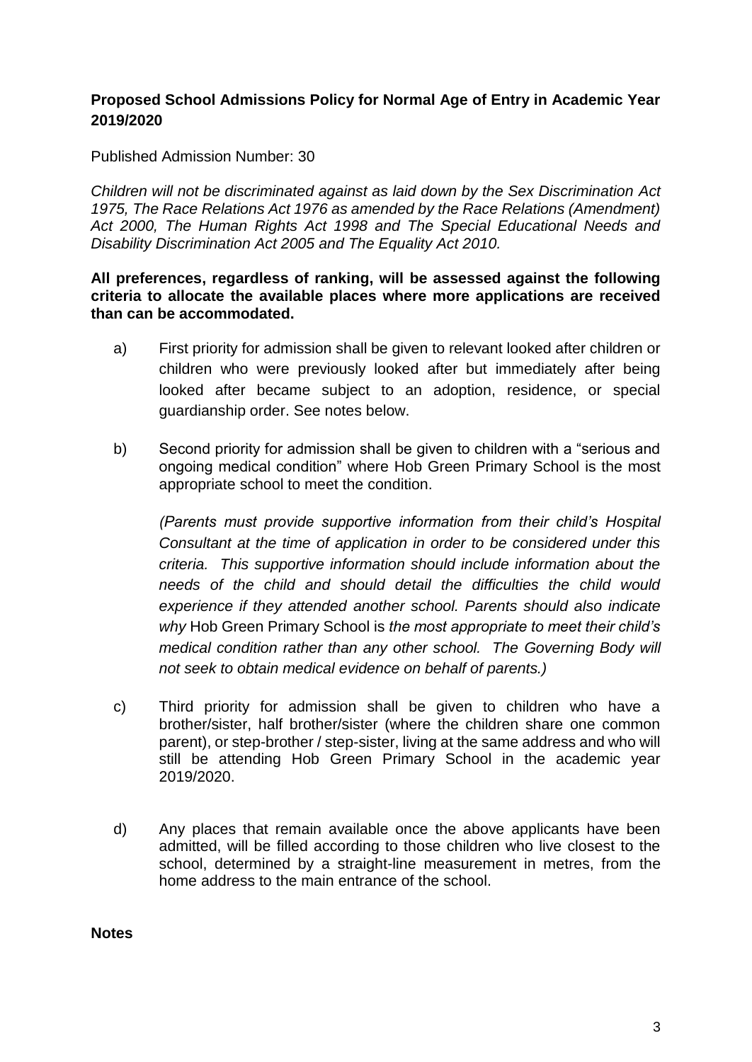## Proposed School Admissions Policy for Normal Age of Entry in Academic Year 2019/2020

Published Admission Number: 30

*Children will not be discriminated against as laid down by the Sex Discrimination Act 1975, The Race Relations Act 1976 as amended by the Race Relations (Amendment) Act 2000, The Human Rights Act 1998 and The Special Educational Needs and Disability Discrimination Act 2005 and The Equality Act 2010.*

**All preferences, regardless of ranking, will be assessed against the following criteria to allocate the available places where more applications are received than can be accommodated.**

a) First priority for admission shall be given to relevant looked after children or children who were previously looked after but immediately after being looked after became subject to an adoption, residence, or special guardianship order. See notes below.

b) Second priority for admission shall be given to children with a "serious and ongoing medical condition" where Hob Green Primary School is the most appropriate school to meet the condition.

   *(Parents must provide supportive information from their child's Hospital Consultant at the time of application in order to be considered under this criteria. This supportive information should include information about the needs of the child and should detail the difficulties the child would experience if they attended another school. Parents should also indicate why* Hob Green Primary School is *the most appropriate to meet their child's medical condition rather than any other school. The Governing Body will not seek to obtain medical evidence on behalf of parents.)*

c) Third priority for admission shall be given to children who have a brother/sister, half brother/sister (where the children share one common parent), or step-brother / step-sister, living at the same address and who will still be attending Hob Green Primary School in the academic year 2019/2020.

d) Any places that remain available once the above applicants have been admitted, will be filled according to those children who live closest to the school, determined by a straight-line measurement in metres, from the home address to the main entrance of the school.

**Notes**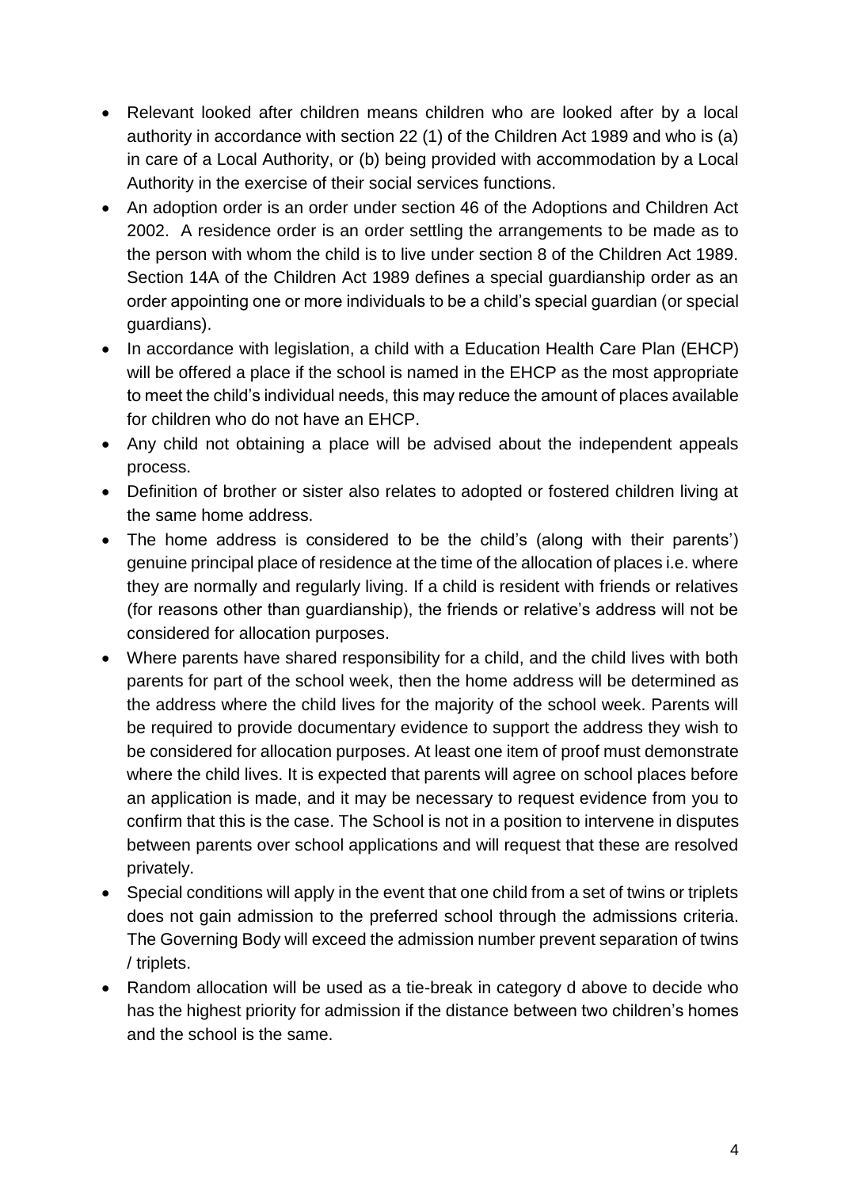- Relevant looked after children means children who are looked after by a local authority in accordance with section 22 (1) of the Children Act 1989 and who is (a) in care of a Local Authority, or (b) being provided with accommodation by a Local Authority in the exercise of their social services functions.
- An adoption order is an order under section 46 of the Adoptions and Children Act 2002. A residence order is an order settling the arrangements to be made as to the person with whom the child is to live under section 8 of the Children Act 1989. Section 14A of the Children Act 1989 defines a special guardianship order as an order appointing one or more individuals to be a child's special guardian (or special guardians).
- In accordance with legislation, a child with a Education Health Care Plan (EHCP) will be offered a place if the school is named in the EHCP as the most appropriate to meet the child's individual needs, this may reduce the amount of places available for children who do not have an EHCP.
- Any child not obtaining a place will be advised about the independent appeals process.
- Definition of brother or sister also relates to adopted or fostered children living at the same home address.
- The home address is considered to be the child's (along with their parents') genuine principal place of residence at the time of the allocation of places i.e. where they are normally and regularly living. If a child is resident with friends or relatives (for reasons other than guardianship), the friends or relative's address will not be considered for allocation purposes.
- Where parents have shared responsibility for a child, and the child lives with both parents for part of the school week, then the home address will be determined as the address where the child lives for the majority of the school week. Parents will be required to provide documentary evidence to support the address they wish to be considered for allocation purposes. At least one item of proof must demonstrate where the child lives. It is expected that parents will agree on school places before an application is made, and it may be necessary to request evidence from you to confirm that this is the case. The School is not in a position to intervene in disputes between parents over school applications and will request that these are resolved privately.
- Special conditions will apply in the event that one child from a set of twins or triplets does not gain admission to the preferred school through the admissions criteria. The Governing Body will exceed the admission number prevent separation of twins / triplets.
- Random allocation will be used as a tie-break in category d above to decide who has the highest priority for admission if the distance between two children's homes and the school is the same.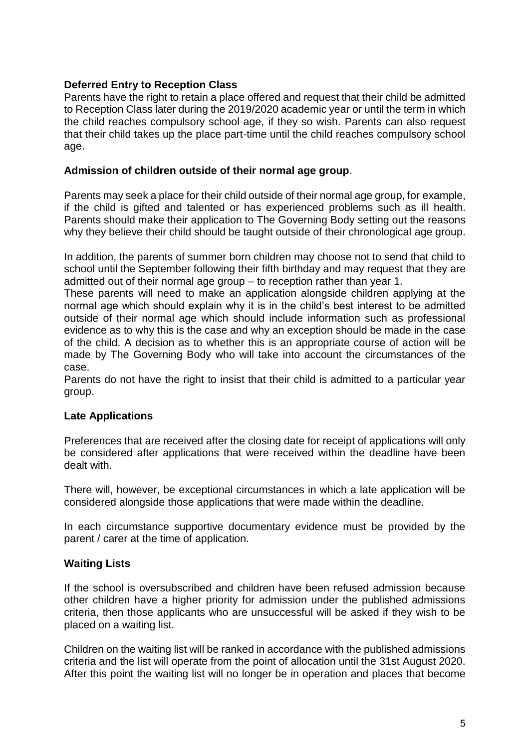**Deferred Entry to Reception Class**

Parents have the right to retain a place offered and request that their child be admitted to Reception Class later during the 2019/2020 academic year or until the term in which the child reaches compulsory school age, if they so wish. Parents can also request that their child takes up the place part-time until the child reaches compulsory school age.

**Admission of children outside of their normal age group**.

Parents may seek a place for their child outside of their normal age group, for example, if the child is gifted and talented or has experienced problems such as ill health. Parents should make their application to The Governing Body setting out the reasons why they believe their child should be taught outside of their chronological age group.

In addition, the parents of summer born children may choose not to send that child to school until the September following their fifth birthday and may request that they are admitted out of their normal age group – to reception rather than year 1.

These parents will need to make an application alongside children applying at the normal age which should explain why it is in the child's best interest to be admitted outside of their normal age which should include information such as professional evidence as to why this is the case and why an exception should be made in the case of the child. A decision as to whether this is an appropriate course of action will be made by The Governing Body who will take into account the circumstances of the case.

Parents do not have the right to insist that their child is admitted to a particular year group.

**Late Applications**

Preferences that are received after the closing date for receipt of applications will only be considered after applications that were received within the deadline have been dealt with.

There will, however, be exceptional circumstances in which a late application will be considered alongside those applications that were made within the deadline.

In each circumstance supportive documentary evidence must be provided by the parent / carer at the time of application.

**Waiting Lists**

If the school is oversubscribed and children have been refused admission because other children have a higher priority for admission under the published admissions criteria, then those applicants who are unsuccessful will be asked if they wish to be placed on a waiting list.

Children on the waiting list will be ranked in accordance with the published admissions criteria and the list will operate from the point of allocation until the 31st August 2020. After this point the waiting list will no longer be in operation and places that become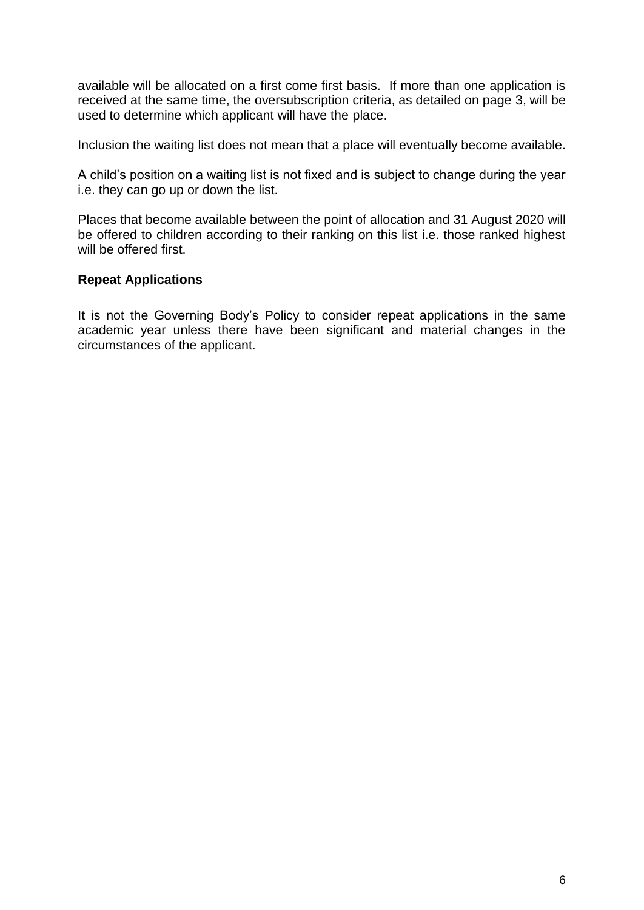available will be allocated on a first come first basis. If more than one application is received at the same time, the oversubscription criteria, as detailed on page 3, will be used to determine which applicant will have the place.

Inclusion the waiting list does not mean that a place will eventually become available.

A child's position on a waiting list is not fixed and is subject to change during the year i.e. they can go up or down the list.

Places that become available between the point of allocation and 31 August 2020 will be offered to children according to their ranking on this list i.e. those ranked highest will be offered first.

**Repeat Applications**

It is not the Governing Body's Policy to consider repeat applications in the same academic year unless there have been significant and material changes in the circumstances of the applicant.